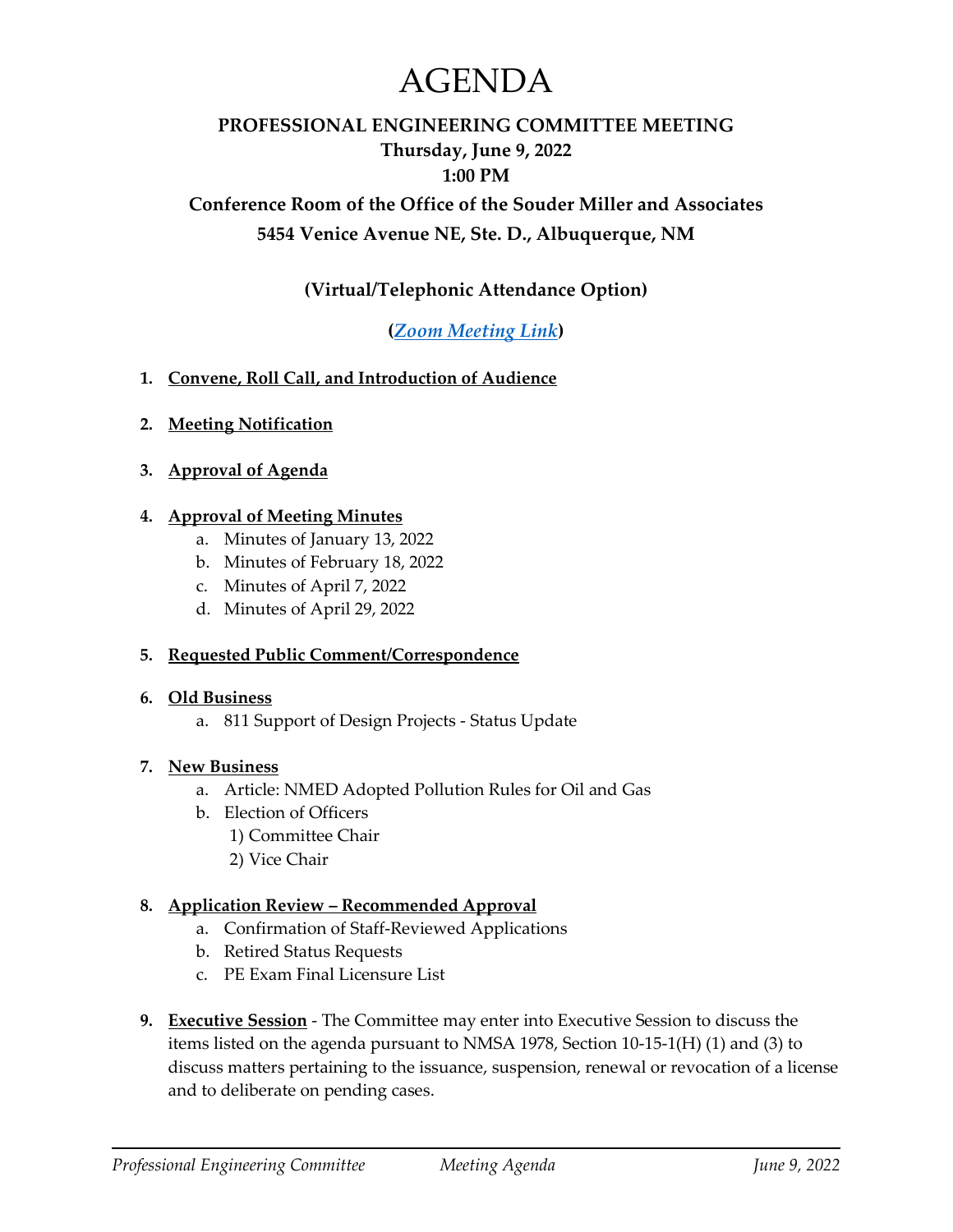# AGENDA

**PROFESSIONAL ENGINEERING COMMITTEE MEETING**
**Thursday, June 9, 2022**
**1:00 PM**
**Conference Room of the Office of the Souder Miller and Associates**
**5454 Venice Avenue NE, Ste. D., Albuquerque, NM**

**(Virtual/Telephonic Attendance Option)**

**(*Zoom Meeting Link*)**

1. **Convene, Roll Call, and Introduction of Audience**

2. **Meeting Notification**

3. **Approval of Agenda**

4. **Approval of Meeting Minutes**
    a. Minutes of January 13, 2022
    b. Minutes of February 18, 2022
    c. Minutes of April 7, 2022
    d. Minutes of April 29, 2022

5. **Requested Public Comment/Correspondence**

6. **Old Business**
    a. 811 Support of Design Projects - Status Update

7. **New Business**
    a. Article: NMED Adopted Pollution Rules for Oil and Gas
    b. Election of Officers
        1) Committee Chair
        2) Vice Chair

8. **Application Review – Recommended Approval**
    a. Confirmation of Staff-Reviewed Applications
    b. Retired Status Requests
    c. PE Exam Final Licensure List

9. **Executive Session** - The Committee may enter into Executive Session to discuss the items listed on the agenda pursuant to NMSA 1978, Section 10-15-1(H) (1) and (3) to discuss matters pertaining to the issuance, suspension, renewal or revocation of a license and to deliberate on pending cases.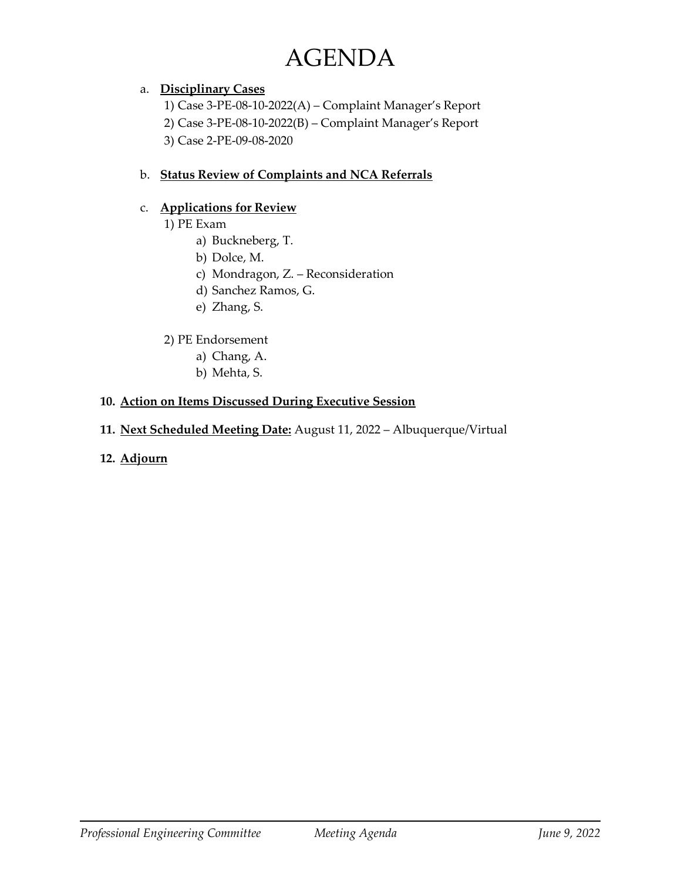# AGENDA

a. **Disciplinary Cases**
   1) Case 3-PE-08-10-2022(A) – Complaint Manager's Report
   2) Case 3-PE-08-10-2022(B) – Complaint Manager's Report
   3) Case 2-PE-09-08-2020

b. **Status Review of Complaints and NCA Referrals**

c. **Applications for Review**
   1) PE Exam
      a) Buckneberg, T.
      b) Dolce, M.
      c) Mondragon, Z. – Reconsideration
      d) Sanchez Ramos, G.
      e) Zhang, S.

   2) PE Endorsement
      a) Chang, A.
      b) Mehta, S.

**10. Action on Items Discussed During Executive Session**

**11. Next Scheduled Meeting Date:** August 11, 2022 – Albuquerque/Virtual

**12. Adjourn**